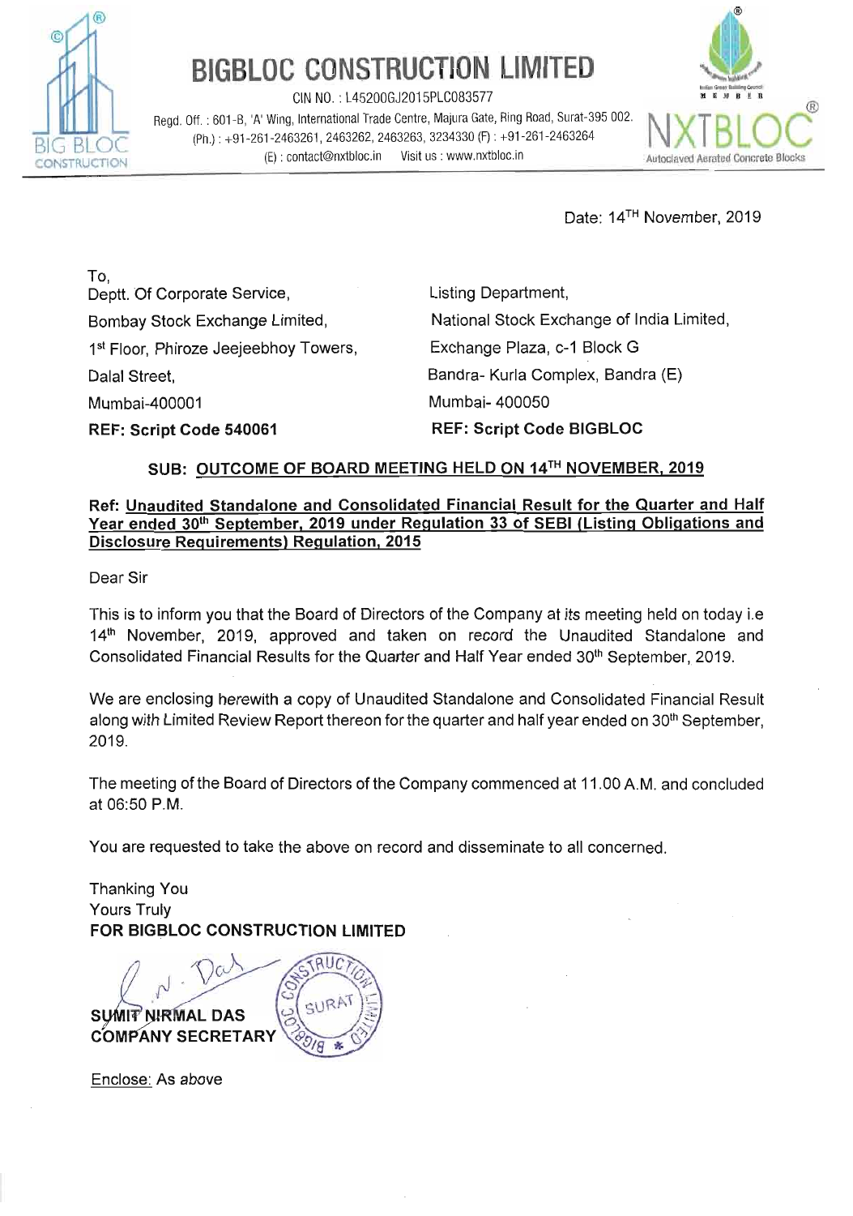# BIGBLOC CONSTRUCTION LIMITED

CIN NO. : L45200GJ2015PLC083577

Regd. Off. : 601-B, 'A' Wing, International Trade Centre, Majura Gate, Ring Road, Surat-395 002.

(Ph.) : +91-261-2463261, 2463262, 2463263, 3234330 (F) : +91-261-2463264

(E) : contact@nxtbloc.in Visit us : www.nxtbloc.in

NXTBLOC Autoclaved Aerated Concrete Blocks

Date: 14TH November, 2019

To,

| | |
|---|---|
| Deptt. Of Corporate Service, | Listing Department, |
| Bombay Stock Exchange Limited, | National Stock Exchange of India Limited, |
| 1st Floor, Phiroze Jeejeebhoy Towers, | Exchange Plaza, c-1 Block G |
| Dalal Street, | Bandra- Kurla Complex, Bandra (E) |
| Mumbai-400001 | Mumbai- 400050 |
| **REF: Script Code 540061** | **REF: Script Code BIGBLOC** |

**SUB: OUTCOME OF BOARD MEETING HELD ON 14TH NOVEMBER, 2019**

**Ref: Unaudited Standalone and Consolidated Financial Result for the Quarter and Half Year ended 30th September, 2019 under Regulation 33 of SEBI (Listing Obligations and Disclosure Requirements) Regulation, 2015**

Dear Sir

This is to inform you that the Board of Directors of the Company at its meeting held on today i.e 14th November, 2019, approved and taken on record the Unaudited Standalone and Consolidated Financial Results for the Quarter and Half Year ended 30th September, 2019.

We are enclosing herewith a copy of Unaudited Standalone and Consolidated Financial Result along with Limited Review Report thereon for the quarter and half year ended on 30th September, 2019.

The meeting of the Board of Directors of the Company commenced at 11.00 A.M. and concluded at 06:50 P.M.

You are requested to take the above on record and disseminate to all concerned.

Thanking You

Yours Truly

**FOR BIGBLOC CONSTRUCTION LIMITED**

**SUMIT NIRMAL DAS**

**COMPANY SECRETARY**

Enclose: As above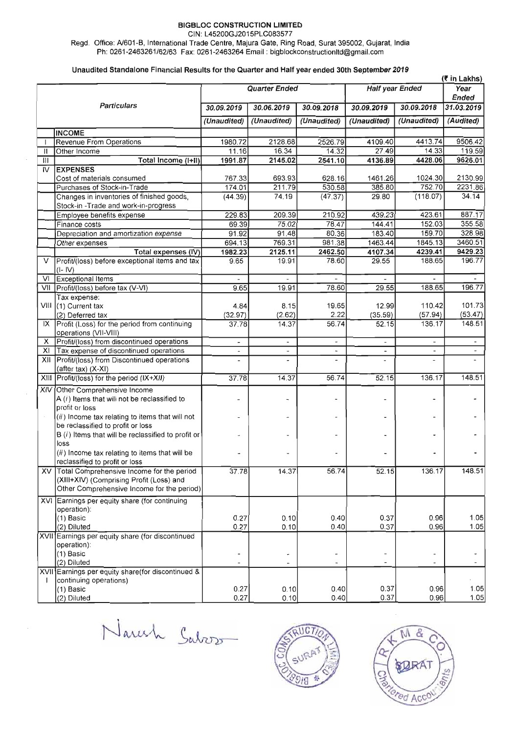**BIGBLOC CONSTRUCTION LIMITED**

CIN: L45200GJ2015PLC083577

Regd. Office: A/601-B, International Trade Centre, Majura Gate, Ring Road, Surat 395002, Gujarat, India

Ph: 0261-2463261/62/63 Fax: 0261-2463264 Email : bigblockconstructionltd@gmail.com

**Unaudited Standalone Financial Results for the Quarter and Half year ended 30th September 2019**

(₹ in Lakhs)

| | Particulars | Quarter Ended | | | Half year Ended | | Year Ended |
|---|---|---|---|---|---|---|---|
| | | 30.09.2019 | 30.06.2019 | 30.09.2018 | 30.09.2019 | 30.09.2018 | 31.03.2019 |
| | | (Unaudited) | (Unaudited) | (Unaudited) | (Unaudited) | (Unaudited) | (Audited) |
| | **INCOME** | | | | | | |
| I | Revenue From Operations | 1980.72 | 2128.68 | 2526.79 | 4109.40 | 4413.74 | 9506.42 |
| II | Other Income | 11.16 | 16.34 | 14.32 | 27.49 | 14.33 | 119.59 |
| III | Total Income (I+II) | 1991.87 | 2145.02 | 2541.10 | 4136.89 | 4428.06 | 9626.01 |
| IV | **EXPENSES** | | | | | | |
| | Cost of materials consumed | 767.33 | 693.93 | 628.16 | 1461.26 | 1024.30 | 2130.99 |
| | Purchases of Stock-in-Trade | 174.01 | 211.79 | 530.58 | 385.80 | 752.70 | 2231.86 |
| | Changes in inventories of finished goods, Stock-in -Trade and work-in-progress | (44.39) | 74.19 | (47.37) | 29.80 | (118.07) | 34.14 |
| | Employee benefits expense | 229.83 | 209.39 | 210.92 | 439.23 | 423.61 | 887.17 |
| | Finance costs | 69.39 | 75.02 | 78.47 | 144.41 | 152.03 | 355.58 |
| | Depreciation and amortization expense | 91.92 | 91.48 | 80.36 | 183.40 | 159.70 | 328.98 |
| | Other expenses | 694.13 | 769.31 | 981.38 | 1463.44 | 1845.13 | 3460.51 |
| | Total expenses (IV) | 1982.23 | 2125.11 | 2462.50 | 4107.34 | 4239.41 | 9429.23 |
| V | Profit/(loss) before exceptional items and tax (I- IV) | 9.65 | 19.91 | 78.60 | 29.55 | 188.65 | 196.77 |
| VI | Exceptional Items | - | - | - | - | - | - |
| VII | Profit/(loss) before tax (V-VI) | 9.65 | 19.91 | 78.60 | 29.55 | 188.65 | 196.77 |
| VIII | Tax expense: | | | | | | |
| | (1) Current tax | 4.84 | 8.15 | 19.65 | 12.99 | 110.42 | 101.73 |
| | (2) Deferred tax | (32.97) | (2.62) | 2.22 | (35.59) | (57.94) | (53.47) |
| IX | Profit (Loss) for the period from continuing operations (VII-VIII) | 37.78 | 14.37 | 56.74 | 52.15 | 136.17 | 148.51 |
| X | Profit/(loss) from discontinued operations | - | - | - | - | - | - |
| XI | Tax expense of discontinued operations | - | - | - | - | - | - |
| XII | Profit/(loss) from Discontinued operations (after tax) (X-XI) | - | - | - | - | - | - |
| XIII | Profit/(loss) for the period (IX+XII) | 37.78 | 14.37 | 56.74 | 52.15 | 136.17 | 148.51 |
| XIV | Other Comprehensive Income | | | | | | |
| | A (i) Items that will not be reclassified to profit or loss | - | - | - | - | - | - |
| | (ii) Income tax relating to items that will not be reclassified to profit or loss | - | - | - | - | - | - |
| | B (i) Items that will be reclassified to profit or loss | - | - | - | - | - | - |
| | (ii) Income tax relating to items that will be reclassified to profit or loss | - | - | - | - | - | - |
| XV | Total Comprehensive Income for the period (XIII+XIV) (Comprising Profit (Loss) and Other Comprehensive Income for the period) | 37.78 | 14.37 | 56.74 | 52.15 | 136.17 | 148.51 |
| XVI | Earnings per equity share (for continuing operation): | | | | | | |
| | (1) Basic | 0.27 | 0.10 | 0.40 | 0.37 | 0.96 | 1.05 |
| | (2) Diluted | 0.27 | 0.10 | 0.40 | 0.37 | 0.96 | 1.05 |
| XVII | Earnings per equity share (for discontinued operation): | | | | | | |
| | (1) Basic | - | - | - | - | - | - |
| | (2) Diluted | - | - | - | - | - | - |
| XVIII | Earnings per equity share(for discontinued & continuing operations) | | | | | | |
| | (1) Basic | 0.27 | 0.10 | 0.40 | 0.37 | 0.96 | 1.05 |
| | (2) Diluted | 0.27 | 0.10 | 0.40 | 0.37 | 0.96 | 1.05 |

Naresh Saboo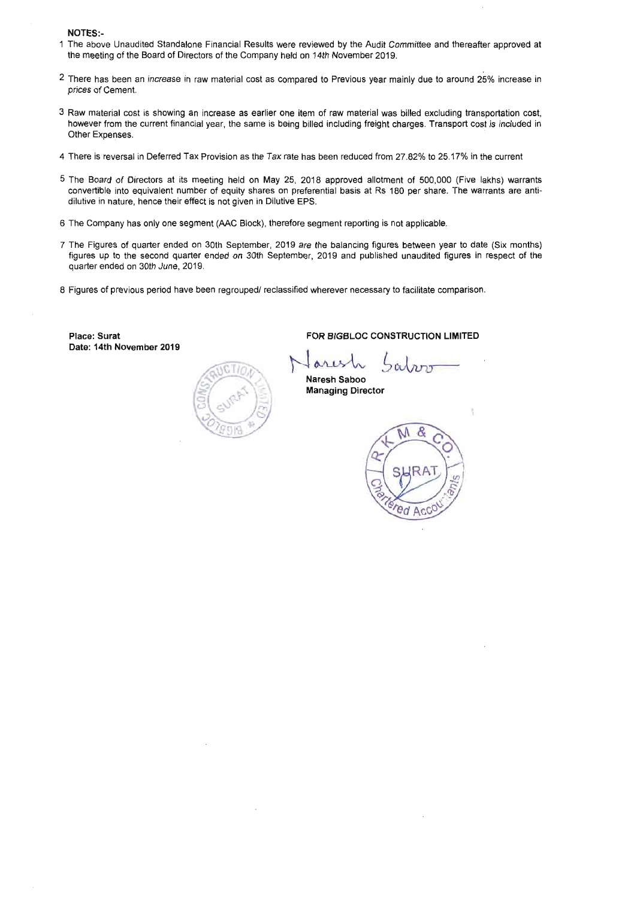**NOTES:-**

1. The above Unaudited Standalone Financial Results were reviewed by the Audit Committee and thereafter approved at the meeting of the Board of Directors of the Company held on 14th November 2019.
2. There has been an increase in raw material cost as compared to Previous year mainly due to around 25% increase in prices of Cement.
3. Raw material cost is showing an increase as earlier one item of raw material was billed excluding transportation cost, however from the current financial year, the same is being billed including freight charges. Transport cost is included in Other Expenses.
4. There is reversal in Deferred Tax Provision as the Tax rate has been reduced from 27.82% to 25.17% in the current
5. The Board of Directors at its meeting held on May 25, 2018 approved allotment of 500,000 (Five lakhs) warrants convertible into equivalent number of equity shares on preferential basis at Rs 180 per share. The warrants are anti-dilutive in nature, hence their effect is not given in Dilutive EPS.
6. The Company has only one segment (AAC Block), therefore segment reporting is not applicable.
7. The Figures of quarter ended on 30th September, 2019 are the balancing figures between year to date (Six months) figures up to the second quarter ended on 30th September, 2019 and published unaudited figures in respect of the quarter ended on 30th June, 2019.
8. Figures of previous period have been regrouped/ reclassified wherever necessary to facilitate comparison.

**Place: Surat**
**Date: 14th November 2019**

**FOR BIGBLOC CONSTRUCTION LIMITED**

**Naresh Saboo**
**Managing Director**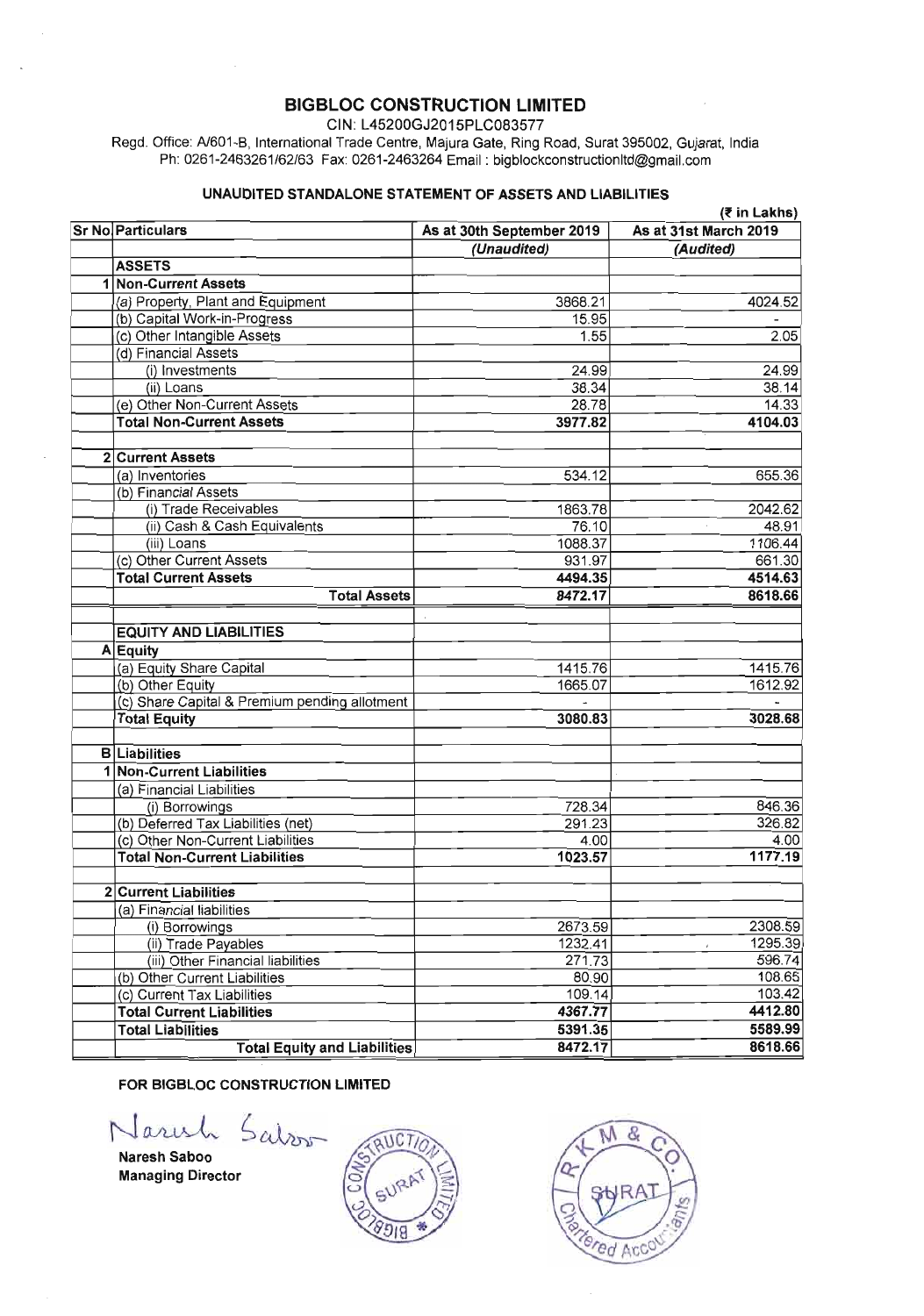# BIGBLOC CONSTRUCTION LIMITED

CIN: L45200GJ2015PLC083577

Regd. Office: A/601-B, International Trade Centre, Majura Gate, Ring Road, Surat 395002, Gujarat, India

Ph: 0261-2463261/62/63 Fax: 0261-2463264 Email : bigblockconstructionltd@gmail.com

## UNAUDITED STANDALONE STATEMENT OF ASSETS AND LIABILITIES

(₹ in Lakhs)

| Sr No | Particulars | As at 30th September 2019 | As at 31st March 2019 |
|---|---|---|---|
| | | *(Unaudited)* | *(Audited)* |
| | **ASSETS** | | |
| 1 | **Non-Current Assets** | | |
| | (a) Property, Plant and Equipment | 3868.21 | 4024.52 |
| | (b) Capital Work-in-Progress | 15.95 | - |
| | (c) Other Intangible Assets | 1.55 | 2.05 |
| | (d) Financial Assets | | |
| | (i) Investments | 24.99 | 24.99 |
| | (ii) Loans | 38.34 | 38.14 |
| | (e) Other Non-Current Assets | 28.78 | 14.33 |
| | **Total Non-Current Assets** | **3977.82** | **4104.03** |
| | | | |
| 2 | **Current Assets** | | |
| | (a) Inventories | 534.12 | 655.36 |
| | (b) Financial Assets | | |
| | (i) Trade Receivables | 1863.78 | 2042.62 |
| | (ii) Cash & Cash Equivalents | 76.10 | 48.91 |
| | (iii) Loans | 1088.37 | 1106.44 |
| | (c) Other Current Assets | 931.97 | 661.30 |
| | **Total Current Assets** | **4494.35** | **4514.63** |
| | **Total Assets** | **8472.17** | **8618.66** |
| | | | |
| | **EQUITY AND LIABILITIES** | | |
| A | **Equity** | | |
| | (a) Equity Share Capital | 1415.76 | 1415.76 |
| | (b) Other Equity | 1665.07 | 1612.92 |
| | (c) Share Capital & Premium pending allotment | - | - |
| | **Total Equity** | **3080.83** | **3028.68** |
| | | | |
| B | **Liabilities** | | |
| 1 | **Non-Current Liabilities** | | |
| | (a) Financial Liabilities | | |
| | (i) Borrowings | 728.34 | 846.36 |
| | (b) Deferred Tax Liabilities (net) | 291.23 | 326.82 |
| | (c) Other Non-Current Liabilities | 4.00 | 4.00 |
| | **Total Non-Current Liabilities** | **1023.57** | **1177.19** |
| | | | |
| 2 | **Current Liabilities** | | |
| | (a) Financial liabilities | | |
| | (i) Borrowings | 2673.59 | 2308.59 |
| | (ii) Trade Payables | 1232.41 | 1295.39 |
| | (iii) Other Financial liabilities | 271.73 | 596.74 |
| | (b) Other Current Liabilities | 80.90 | 108.65 |
| | (c) Current Tax Liabilities | 109.14 | 103.42 |
| | **Total Current Liabilities** | **4367.77** | **4412.80** |
| | **Total Liabilities** | **5391.35** | **5589.99** |
| | **Total Equity and Liabilities** | **8472.17** | **8618.66** |

**FOR BIGBLOC CONSTRUCTION LIMITED**

**Naresh Saboo**
**Managing Director**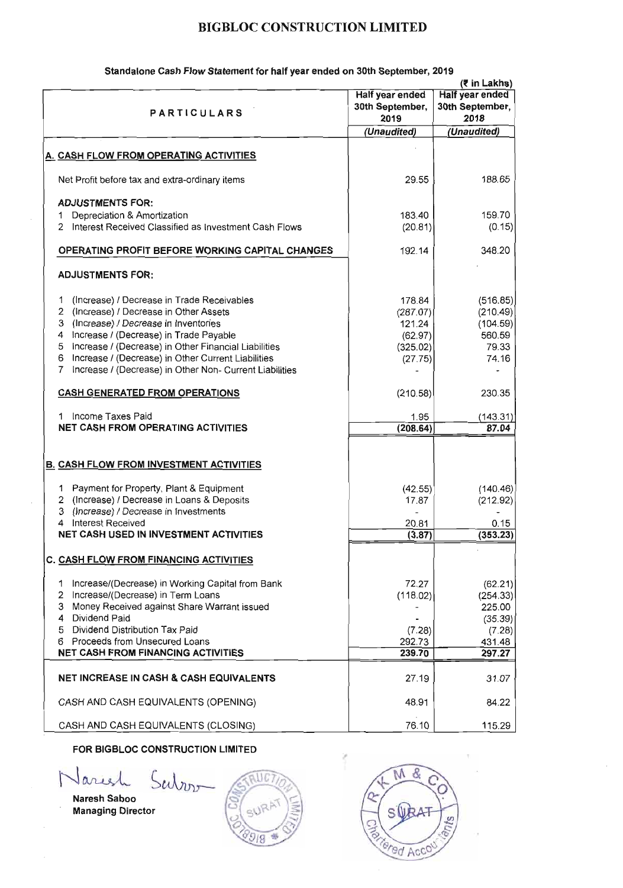# BIGBLOC CONSTRUCTION LIMITED

**Standalone Cash Flow Statement for half year ended on 30th September, 2019**

(₹ in Lakhs)

| PARTICULARS | Half year ended 30th September, 2019 | Half year ended 30th September, 2018 |
|---|---|---|
| | *(Unaudited)* | *(Unaudited)* |
| **A. CASH FLOW FROM OPERATING ACTIVITIES** | | |
| Net Profit before tax and extra-ordinary items | 29.55 | 188.65 |
| **ADJUSTMENTS FOR:** | | |
| 1 Depreciation & Amortization | 183.40 | 159.70 |
| 2 Interest Received Classified as Investment Cash Flows | (20.81) | (0.15) |
| **OPERATING PROFIT BEFORE WORKING CAPITAL CHANGES** | 192.14 | 348.20 |
| **ADJUSTMENTS FOR:** | | |
| 1 (Increase) / Decrease in Trade Receivables | 178.84 | (516.85) |
| 2 (Increase) / Decrease in Other Assets | (287.07) | (210.49) |
| 3 (Increase) / Decrease in Inventories | 121.24 | (104.59) |
| 4 Increase / (Decrease) in Trade Payable | (62.97) | 560.59 |
| 5 Increase / (Decrease) in Other Financial Liabilities | (325.02) | 79.33 |
| 6 Increase / (Decrease) in Other Current Liabilities | (27.75) | 74.16 |
| 7 Increase / (Decrease) in Other Non- Current Liabilities | - | - |
| **CASH GENERATED FROM OPERATIONS** | (210.58) | 230.35 |
| 1 Income Taxes Paid | 1.95 | (143.31) |
| **NET CASH FROM OPERATING ACTIVITIES** | **(208.64)** | **87.04** |
| **B. CASH FLOW FROM INVESTMENT ACTIVITIES** | | |
| 1 Payment for Property, Plant & Equipment | (42.55) | (140.46) |
| 2 (Increase) / Decrease in Loans & Deposits | 17.87 | (212.92) |
| 3 (Increase) / Decrease in Investments | - | - |
| 4 Interest Received | 20.81 | 0.15 |
| **NET CASH USED IN INVESTMENT ACTIVITIES** | **(3.87)** | **(353.23)** |
| **C. CASH FLOW FROM FINANCING ACTIVITIES** | | |
| 1 Increase/(Decrease) in Working Capital from Bank | 72.27 | (62.21) |
| 2 Increase/(Decrease) in Term Loans | (118.02) | (254.33) |
| 3 Money Received against Share Warrant issued | - | 225.00 |
| 4 Dividend Paid | - | (35.39) |
| 5 Dividend Distribution Tax Paid | (7.28) | (7.28) |
| 6 Proceeds from Unsecured Loans | 292.73 | 431.48 |
| **NET CASH FROM FINANCING ACTIVITIES** | **239.70** | **297.27** |
| **NET INCREASE IN CASH & CASH EQUIVALENTS** | 27.19 | 31.07 |
| CASH AND CASH EQUIVALENTS (OPENING) | 48.91 | 84.22 |
| CASH AND CASH EQUIVALENTS (CLOSING) | 76.10 | 115.29 |

**FOR BIGBLOC CONSTRUCTION LIMITED**

**Naresh Saboo**
**Managing Director**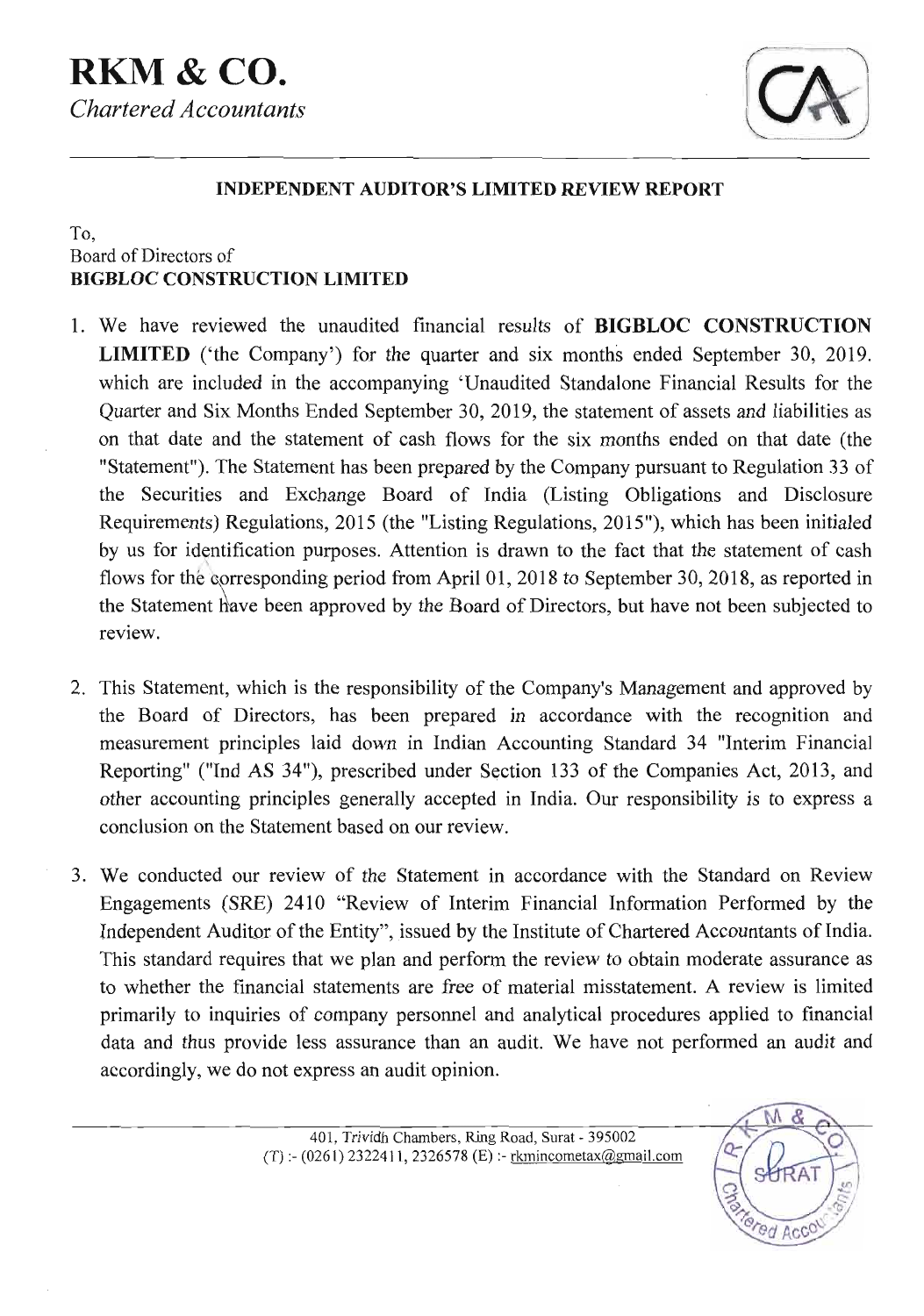# RKM & CO.

*Chartered Accountants*

### INDEPENDENT AUDITOR'S LIMITED REVIEW REPORT

To,
Board of Directors of
**BIGBLOC CONSTRUCTION LIMITED**

1. We have reviewed the unaudited financial results of **BIGBLOC CONSTRUCTION LIMITED** ('the Company') for the quarter and six months ended September 30, 2019. which are included in the accompanying 'Unaudited Standalone Financial Results for the Quarter and Six Months Ended September 30, 2019, the statement of assets and liabilities as on that date and the statement of cash flows for the six months ended on that date (the "Statement"). The Statement has been prepared by the Company pursuant to Regulation 33 of the Securities and Exchange Board of India (Listing Obligations and Disclosure Requirements) Regulations, 2015 (the "Listing Regulations, 2015"), which has been initialed by us for identification purposes. Attention is drawn to the fact that the statement of cash flows for the corresponding period from April 01, 2018 to September 30, 2018, as reported in the Statement have been approved by the Board of Directors, but have not been subjected to review.

2. This Statement, which is the responsibility of the Company's Management and approved by the Board of Directors, has been prepared in accordance with the recognition and measurement principles laid down in Indian Accounting Standard 34 "Interim Financial Reporting" ("Ind AS 34"), prescribed under Section 133 of the Companies Act, 2013, and other accounting principles generally accepted in India. Our responsibility is to express a conclusion on the Statement based on our review.

3. We conducted our review of the Statement in accordance with the Standard on Review Engagements (SRE) 2410 "Review of Interim Financial Information Performed by the Independent Auditor of the Entity", issued by the Institute of Chartered Accountants of India. This standard requires that we plan and perform the review to obtain moderate assurance as to whether the financial statements are free of material misstatement. A review is limited primarily to inquiries of company personnel and analytical procedures applied to financial data and thus provide less assurance than an audit. We have not performed an audit and accordingly, we do not express an audit opinion.

401, Trividh Chambers, Ring Road, Surat - 395002
(T) :- (0261) 2322411, 2326578 (E) :- rkmincometax@gmail.com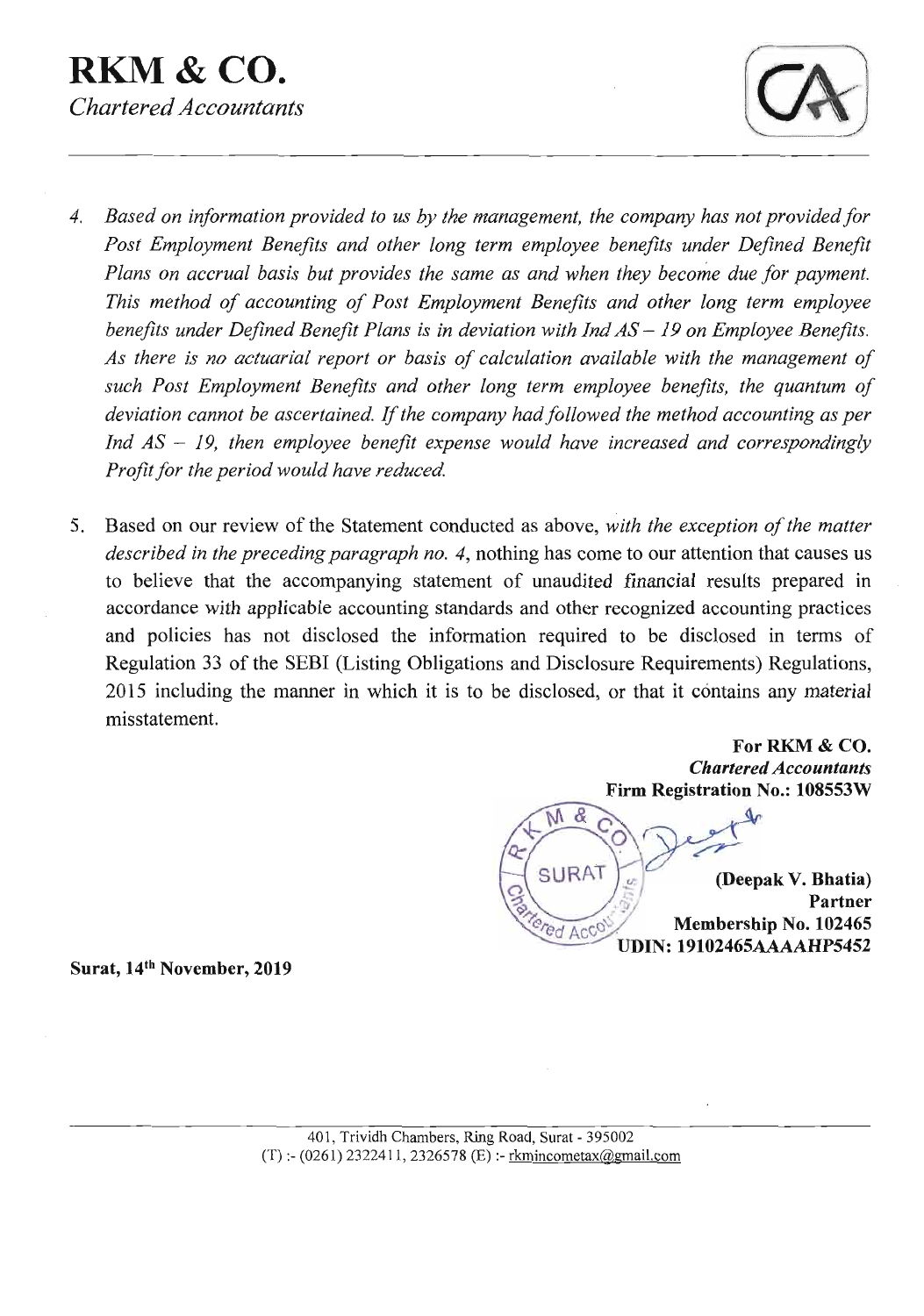# RKM & CO.

*Chartered Accountants*

4. *Based on information provided to us by the management, the company has not provided for Post Employment Benefits and other long term employee benefits under Defined Benefit Plans on accrual basis but provides the same as and when they become due for payment. This method of accounting of Post Employment Benefits and other long term employee benefits under Defined Benefit Plans is in deviation with Ind AS – 19 on Employee Benefits. As there is no actuarial report or basis of calculation available with the management of such Post Employment Benefits and other long term employee benefits, the quantum of deviation cannot be ascertained. If the company had followed the method accounting as per Ind AS – 19, then employee benefit expense would have increased and correspondingly Profit for the period would have reduced.*

5. Based on our review of the Statement conducted as above, *with the exception of the matter described in the preceding paragraph no. 4*, nothing has come to our attention that causes us to believe that the accompanying statement of unaudited financial results prepared in accordance with applicable accounting standards and other recognized accounting practices and policies has not disclosed the information required to be disclosed in terms of Regulation 33 of the SEBI (Listing Obligations and Disclosure Requirements) Regulations, 2015 including the manner in which it is to be disclosed, or that it contains any material misstatement.

**For RKM & CO.**
***Chartered Accountants***
**Firm Registration No.: 108553W**

**(Deepak V. Bhatia)**
**Partner**
**Membership No. 102465**
**UDIN: 19102465AAAAHP5452**

**Surat, 14th November, 2019**

401, Trividh Chambers, Ring Road, Surat - 395002
(T) :- (0261) 2322411, 2326578 (E) :- rkmincometax@gmail.com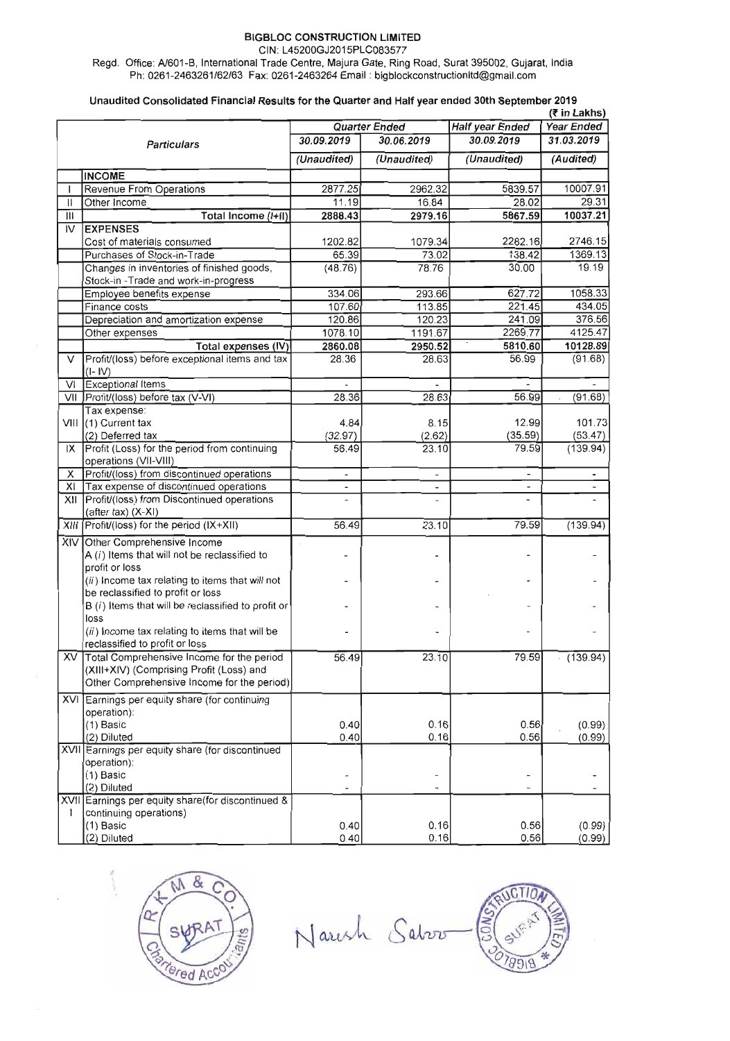**BIGBLOC CONSTRUCTION LIMITED**
CIN: L45200GJ2015PLC083577
Regd. Office: A/601-B, International Trade Centre, Majura Gate, Ring Road, Surat 395002, Gujarat, India
Ph: 0261-2463261/62/63 Fax: 0261-2463264 Email : bigblockconstructionltd@gmail.com

**Unaudited Consolidated Financial Results for the Quarter and Half year ended 30th September 2019**

(₹ in Lakhs)

| | Particulars | Quarter Ended | | Half year Ended | Year Ended |
|---|---|---|---|---|---|
| | | 30.09.2019 | 30.06.2019 | 30.09.2019 | 31.03.2019 |
| | | (Unaudited) | (Unaudited) | (Unaudited) | (Audited) |
| | **INCOME** | | | | |
| I | Revenue From Operations | 2877.25 | 2962.32 | 5839.57 | 10007.91 |
| II | Other Income | 11.19 | 16.84 | 28.02 | 29.31 |
| III | **Total Income (I+II)** | **2888.43** | **2979.16** | **5867.59** | **10037.21** |
| IV | **EXPENSES** | | | | |
| | Cost of materials consumed | 1202.82 | 1079.34 | 2282.16 | 2746.15 |
| | Purchases of Stock-in-Trade | 65.39 | 73.02 | 138.42 | 1369.13 |
| | Changes in inventories of finished goods, Stock-in -Trade and work-in-progress | (48.76) | 78.76 | 30.00 | 19.19 |
| | Employee benefits expense | 334.06 | 293.66 | 627.72 | 1058.33 |
| | Finance costs | 107.60 | 113.85 | 221.45 | 434.05 |
| | Depreciation and amortization expense | 120.86 | 120.23 | 241.09 | 376.56 |
| | Other expenses | 1078.10 | 1191.67 | 2269.77 | 4125.47 |
| | **Total expenses (IV)** | **2860.08** | **2950.52** | **5810.60** | **10128.89** |
| V | Profit/(loss) before exceptional items and tax (I- IV) | 28.36 | 28.63 | 56.99 | (91.68) |
| VI | Exceptional Items | - | - | - | - |
| VII | Profit/(loss) before tax (V-VI) | 28.36 | 28.63 | 56.99 | (91.68) |
| VIII | Tax expense: | | | | |
| | (1) Current tax | 4.84 | 8.15 | 12.99 | 101.73 |
| | (2) Deferred tax | (32.97) | (2.62) | (35.59) | (53.47) |
| IX | Profit (Loss) for the period from continuing operations (VII-VIII) | 56.49 | 23.10 | 79.59 | (139.94) |
| X | Profit/(loss) from discontinued operations | - | - | - | - |
| XI | Tax expense of discontinued operations | - | - | - | - |
| XII | Profit/(loss) from Discontinued operations (after tax) (X-XI) | - | - | - | - |
| XIII | Profit/(loss) for the period (IX+XII) | 56.49 | 23.10 | 79.59 | (139.94) |
| XIV | Other Comprehensive Income | | | | |
| | A (i) Items that will not be reclassified to profit or loss | - | - | - | - |
| | (ii) Income tax relating to items that will not be reclassified to profit or loss | - | - | - | - |
| | B (i) Items that will be reclassified to profit or loss | - | - | - | - |
| | (ii) Income tax relating to items that will be reclassified to profit or loss | - | - | - | - |
| XV | Total Comprehensive Income for the period (XIII+XIV) (Comprising Profit (Loss) and Other Comprehensive Income for the period) | 56.49 | 23.10 | 79.59 | (139.94) |
| XVI | Earnings per equity share (for continuing operation): | | | | |
| | (1) Basic | 0.40 | 0.16 | 0.56 | (0.99) |
| | (2) Diluted | 0.40 | 0.16 | 0.56 | (0.99) |
| XVII | Earnings per equity share (for discontinued operation): | | | | |
| | (1) Basic | - | - | - | - |
| | (2) Diluted | - | - | - | - |
| XVIII | Earnings per equity share(for discontinued & continuing operations) | | | | |
| | (1) Basic | 0.40 | 0.16 | 0.56 | (0.99) |
| | (2) Diluted | 0.40 | 0.16 | 0.56 | (0.99) |

Naresh Saboo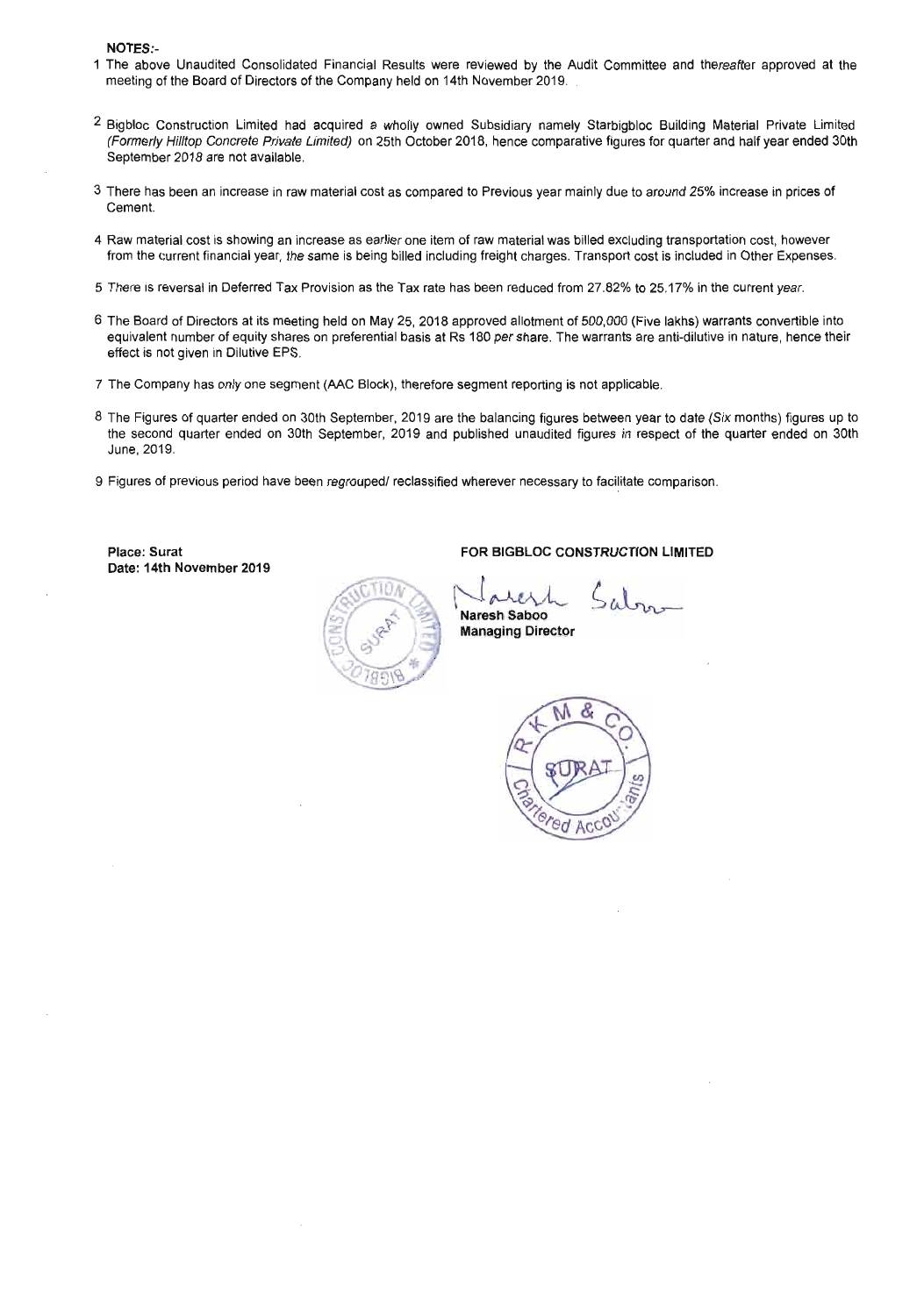**NOTES:-**

1. The above Unaudited Consolidated Financial Results were reviewed by the Audit Committee and thereafter approved at the meeting of the Board of Directors of the Company held on 14th November 2019.

2. Bigbloc Construction Limited had acquired a wholly owned Subsidiary namely Starbigbloc Building Material Private Limited *(Formerly Hilltop Concrete Private Limited)* on 25th October 2018, hence comparative figures for quarter and half year ended 30th September 2018 are not available.

3. There has been an increase in raw material cost as compared to Previous year mainly due to around 25% increase in prices of Cement.

4. Raw material cost is showing an increase as earlier one item of raw material was billed excluding transportation cost, however from the current financial year, the same is being billed including freight charges. Transport cost is included in Other Expenses.

5. There is reversal in Deferred Tax Provision as the Tax rate has been reduced from 27.82% to 25.17% in the current year.

6. The Board of Directors at its meeting held on May 25, 2018 approved allotment of 500,000 (Five lakhs) warrants convertible into equivalent number of equity shares on preferential basis at Rs 180 per share. The warrants are anti-dilutive in nature, hence their effect is not given in Dilutive EPS.

7. The Company has only one segment (AAC Block), therefore segment reporting is not applicable.

8. The Figures of quarter ended on 30th September, 2019 are the balancing figures between year to date (Six months) figures up to the second quarter ended on 30th September, 2019 and published unaudited figures in respect of the quarter ended on 30th June, 2019.

9. Figures of previous period have been regrouped/ reclassified wherever necessary to facilitate comparison.

**Place: Surat**
**Date: 14th November 2019**

**FOR BIGBLOC CONSTRUCTION LIMITED**

**Naresh Saboo**
**Managing Director**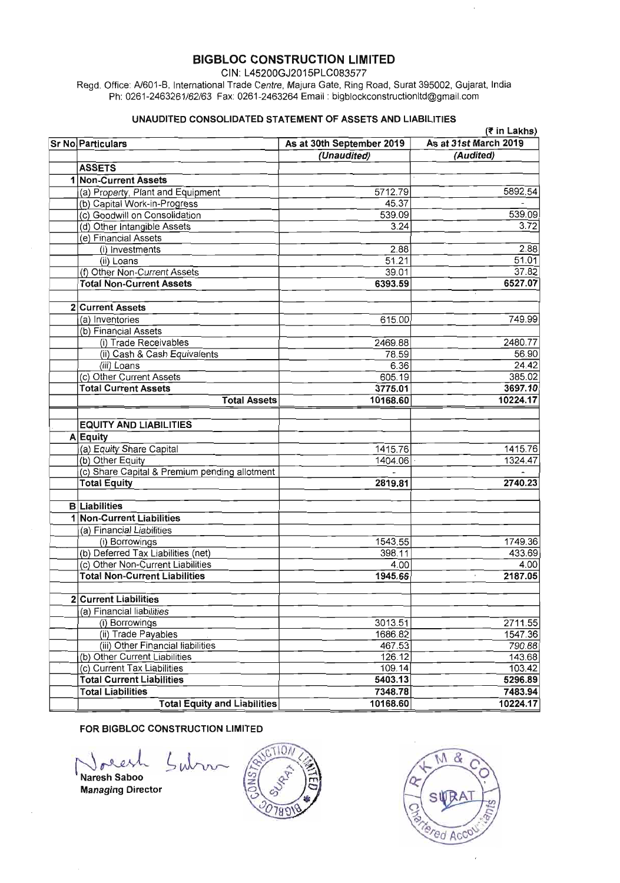# BIGBLOC CONSTRUCTION LIMITED

CIN: L45200GJ2015PLC083577

Regd. Office: A/601-B, International Trade Centre, Majura Gate, Ring Road, Surat 395002, Gujarat, India

Ph: 0261-2463261/62/63 Fax: 0261-2463264 Email : bigblockconstructionltd@gmail.com

## UNAUDITED CONSOLIDATED STATEMENT OF ASSETS AND LIABILITIES

(₹ in Lakhs)

| Sr No | Particulars | As at 30th September 2019 | As at 31st March 2019 |
|---|---|---|---|
| | | *(Unaudited)* | *(Audited)* |
| | **ASSETS** | | |
| 1 | **Non-Current Assets** | | |
| | (a) Property, Plant and Equipment | 5712.79 | 5892.54 |
| | (b) Capital Work-in-Progress | 45.37 | - |
| | (c) Goodwill on Consolidation | 539.09 | 539.09 |
| | (d) Other Intangible Assets | 3.24 | 3.72 |
| | (e) Financial Assets | | |
| | (i) Investments | 2.88 | 2.88 |
| | (ii) Loans | 51.21 | 51.01 |
| | (f) Other Non-Current Assets | 39.01 | 37.82 |
| | **Total Non-Current Assets** | **6393.59** | **6527.07** |
| | | | |
| 2 | **Current Assets** | | |
| | (a) Inventories | 615.00 | 749.99 |
| | (b) Financial Assets | | |
| | (i) Trade Receivables | 2469.88 | 2480.77 |
| | (ii) Cash & Cash Equivalents | 78.59 | 56.90 |
| | (iii) Loans | 6.36 | 24.42 |
| | (c) Other Current Assets | 605.19 | 385.02 |
| | **Total Current Assets** | **3775.01** | **3697.10** |
| | **Total Assets** | **10168.60** | **10224.17** |
| | | | |
| | **EQUITY AND LIABILITIES** | | |
| A | **Equity** | | |
| | (a) Equity Share Capital | 1415.76 | 1415.76 |
| | (b) Other Equity | 1404.06 | 1324.47 |
| | (c) Share Capital & Premium pending allotment | - | - |
| | **Total Equity** | **2819.81** | **2740.23** |
| | | | |
| B | **Liabilities** | | |
| 1 | **Non-Current Liabilities** | | |
| | (a) Financial Liabilities | | |
| | (i) Borrowings | 1543.55 | 1749.36 |
| | (b) Deferred Tax Liabilities (net) | 398.11 | 433.69 |
| | (c) Other Non-Current Liabilities | 4.00 | 4.00 |
| | **Total Non-Current Liabilities** | **1945.66** | **2187.05** |
| | | | |
| 2 | **Current Liabilities** | | |
| | (a) Financial liabilities | | |
| | (i) Borrowings | 3013.51 | 2711.55 |
| | (ii) Trade Payables | 1686.82 | 1547.36 |
| | (iii) Other Financial liabilities | 467.53 | 790.88 |
| | (b) Other Current Liabilities | 126.12 | 143.68 |
| | (c) Current Tax Liabilities | 109.14 | 103.42 |
| | **Total Current Liabilities** | **5403.13** | **5296.89** |
| | **Total Liabilities** | **7348.78** | **7483.94** |
| | **Total Equity and Liabilities** | **10168.60** | **10224.17** |

**FOR BIGBLOC CONSTRUCTION LIMITED**

**Naresh Saboo**
**Managing Director**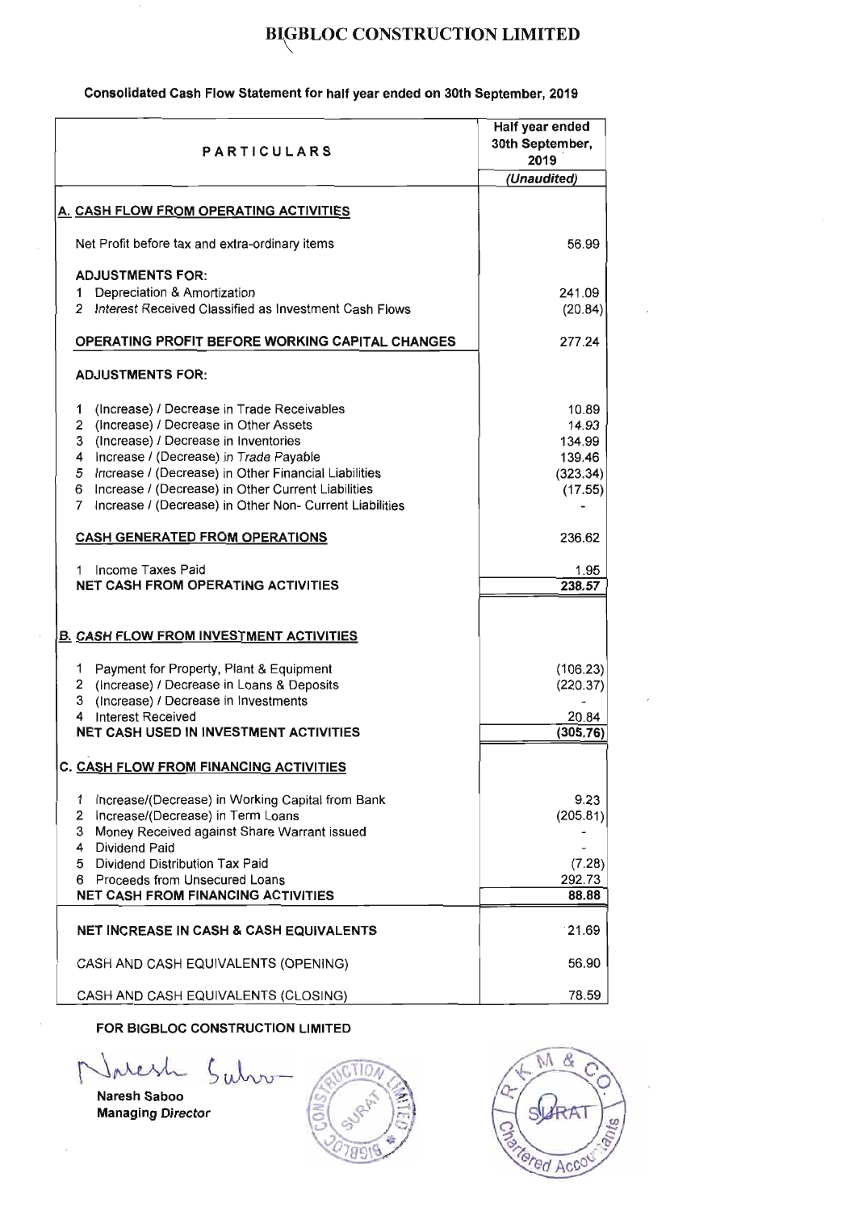# BIGBLOC CONSTRUCTION LIMITED

**Consolidated Cash Flow Statement for half year ended on 30th September, 2019**

| PARTICULARS | Half year ended 30th September, 2019 |
|---|---|
| | *(Unaudited)* |
| **A. CASH FLOW FROM OPERATING ACTIVITIES** | |
| Net Profit before tax and extra-ordinary items | 56.99 |
| **ADJUSTMENTS FOR:** | |
| 1 Depreciation & Amortization | 241.09 |
| 2 Interest Received Classified as Investment Cash Flows | (20.84) |
| **OPERATING PROFIT BEFORE WORKING CAPITAL CHANGES** | 277.24 |
| **ADJUSTMENTS FOR:** | |
| 1 (Increase) / Decrease in Trade Receivables | 10.89 |
| 2 (Increase) / Decrease in Other Assets | 14.93 |
| 3 (Increase) / Decrease in Inventories | 134.99 |
| 4 Increase / (Decrease) in Trade Payable | 139.46 |
| 5 Increase / (Decrease) in Other Financial Liabilities | (323.34) |
| 6 Increase / (Decrease) in Other Current Liabilities | (17.55) |
| 7 Increase / (Decrease) in Other Non- Current Liabilities | - |
| **CASH GENERATED FROM OPERATIONS** | 236.62 |
| 1 Income Taxes Paid | 1.95 |
| **NET CASH FROM OPERATING ACTIVITIES** | **238.57** |
| **B. CASH FLOW FROM INVESTMENT ACTIVITIES** | |
| 1 Payment for Property, Plant & Equipment | (106.23) |
| 2 (Increase) / Decrease in Loans & Deposits | (220.37) |
| 3 (Increase) / Decrease in Investments | - |
| 4 Interest Received | 20.84 |
| **NET CASH USED IN INVESTMENT ACTIVITIES** | **(305.76)** |
| **C. CASH FLOW FROM FINANCING ACTIVITIES** | |
| 1 Increase/(Decrease) in Working Capital from Bank | 9.23 |
| 2 Increase/(Decrease) in Term Loans | (205.81) |
| 3 Money Received against Share Warrant issued | - |
| 4 Dividend Paid | - |
| 5 Dividend Distribution Tax Paid | (7.28) |
| 6 Proceeds from Unsecured Loans | 292.73 |
| **NET CASH FROM FINANCING ACTIVITIES** | **88.88** |
| **NET INCREASE IN CASH & CASH EQUIVALENTS** | 21.69 |
| CASH AND CASH EQUIVALENTS (OPENING) | 56.90 |
| CASH AND CASH EQUIVALENTS (CLOSING) | 78.59 |

**FOR BIGBLOC CONSTRUCTION LIMITED**

**Naresh Saboo**
**Managing Director**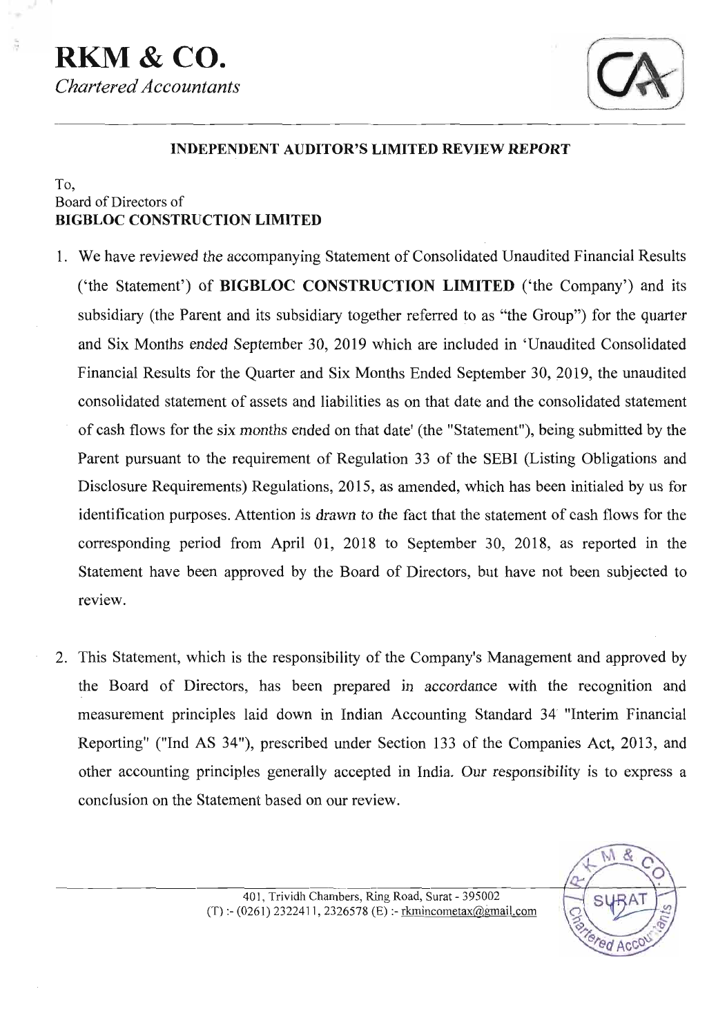# RKM & CO.

*Chartered Accountants*

## INDEPENDENT AUDITOR'S LIMITED REVIEW REPORT

To,
Board of Directors of
**BIGBLOC CONSTRUCTION LIMITED**

1. We have reviewed the accompanying Statement of Consolidated Unaudited Financial Results ('the Statement') of **BIGBLOC CONSTRUCTION LIMITED** ('the Company') and its subsidiary (the Parent and its subsidiary together referred to as "the Group") for the quarter and Six Months ended September 30, 2019 which are included in 'Unaudited Consolidated Financial Results for the Quarter and Six Months Ended September 30, 2019, the unaudited consolidated statement of assets and liabilities as on that date and the consolidated statement of cash flows for the six months ended on that date' (the "Statement"), being submitted by the Parent pursuant to the requirement of Regulation 33 of the SEBI (Listing Obligations and Disclosure Requirements) Regulations, 2015, as amended, which has been initialed by us for identification purposes. Attention is drawn to the fact that the statement of cash flows for the corresponding period from April 01, 2018 to September 30, 2018, as reported in the Statement have been approved by the Board of Directors, but have not been subjected to review.

2. This Statement, which is the responsibility of the Company's Management and approved by the Board of Directors, has been prepared in accordance with the recognition and measurement principles laid down in Indian Accounting Standard 34 "Interim Financial Reporting" ("Ind AS 34"), prescribed under Section 133 of the Companies Act, 2013, and other accounting principles generally accepted in India. Our responsibility is to express a conclusion on the Statement based on our review.

401, Trividh Chambers, Ring Road, Surat - 395002
(T) :- (0261) 2322411, 2326578 (E) :- rkmincometax@gmail.com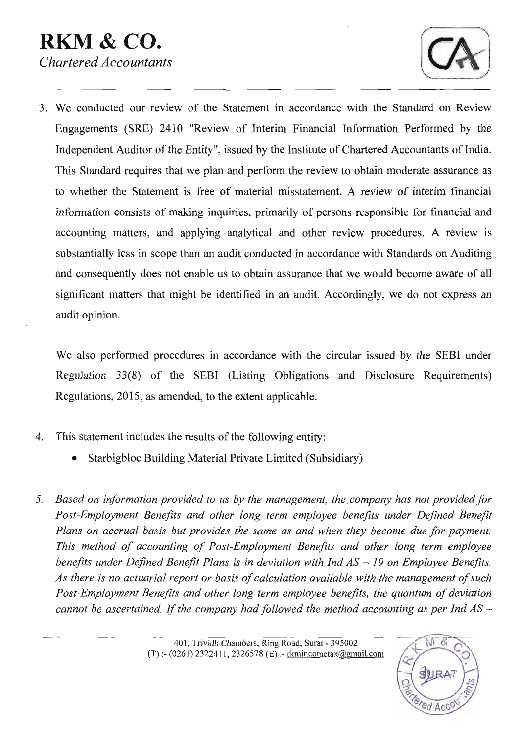3. We conducted our review of the Statement in accordance with the Standard on Review Engagements (SRE) 2410 "Review of Interim Financial Information Performed by the Independent Auditor of the Entity", issued by the Institute of Chartered Accountants of India. This Standard requires that we plan and perform the review to obtain moderate assurance as to whether the Statement is free of material misstatement. A review of interim financial information consists of making inquiries, primarily of persons responsible for financial and accounting matters, and applying analytical and other review procedures. A review is substantially less in scope than an audit conducted in accordance with Standards on Auditing and consequently does not enable us to obtain assurance that we would become aware of all significant matters that might be identified in an audit. Accordingly, we do not express an audit opinion.

   We also performed procedures in accordance with the circular issued by the SEBI under Regulation 33(8) of the SEBI (Listing Obligations and Disclosure Requirements) Regulations, 2015, as amended, to the extent applicable.

4. This statement includes the results of the following entity:
   - Starbigbloc Building Material Private Limited (Subsidiary)

5. *Based on information provided to us by the management, the company has not provided for Post-Employment Benefits and other long term employee benefits under Defined Benefit Plans on accrual basis but provides the same as and when they become due for payment. This method of accounting of Post-Employment Benefits and other long term employee benefits under Defined Benefit Plans is in deviation with Ind AS – 19 on Employee Benefits. As there is no actuarial report or basis of calculation available with the management of such Post-Employment Benefits and other long term employee benefits, the quantum of deviation cannot be ascertained. If the company had followed the method accounting as per Ind AS –*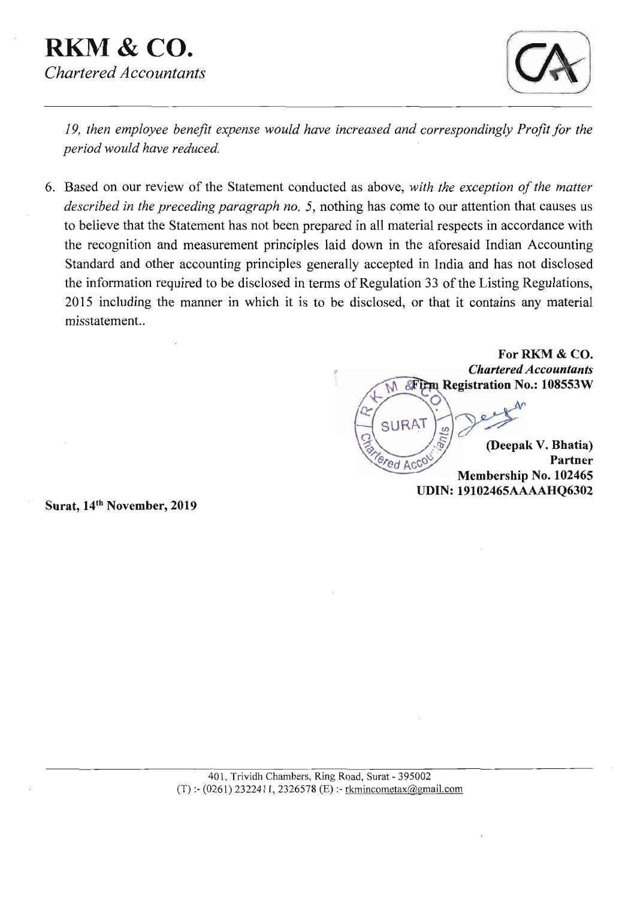*19, then employee benefit expense would have increased and correspondingly Profit for the period would have reduced.*

6. Based on our review of the Statement conducted as above, *with the exception of the matter described in the preceding paragraph no. 5*, nothing has come to our attention that causes us to believe that the Statement has not been prepared in all material respects in accordance with the recognition and measurement principles laid down in the aforesaid Indian Accounting Standard and other accounting principles generally accepted in India and has not disclosed the information required to be disclosed in terms of Regulation 33 of the Listing Regulations, 2015 including the manner in which it is to be disclosed, or that it contains any material misstatement..

**For RKM & CO.**
***Chartered Accountants***
**Firm Registration No.: 108553W**

**(Deepak V. Bhatia)**
**Partner**
**Membership No. 102465**
**UDIN: 19102465AAAAHQ6302**

**Surat, 14th November, 2019**